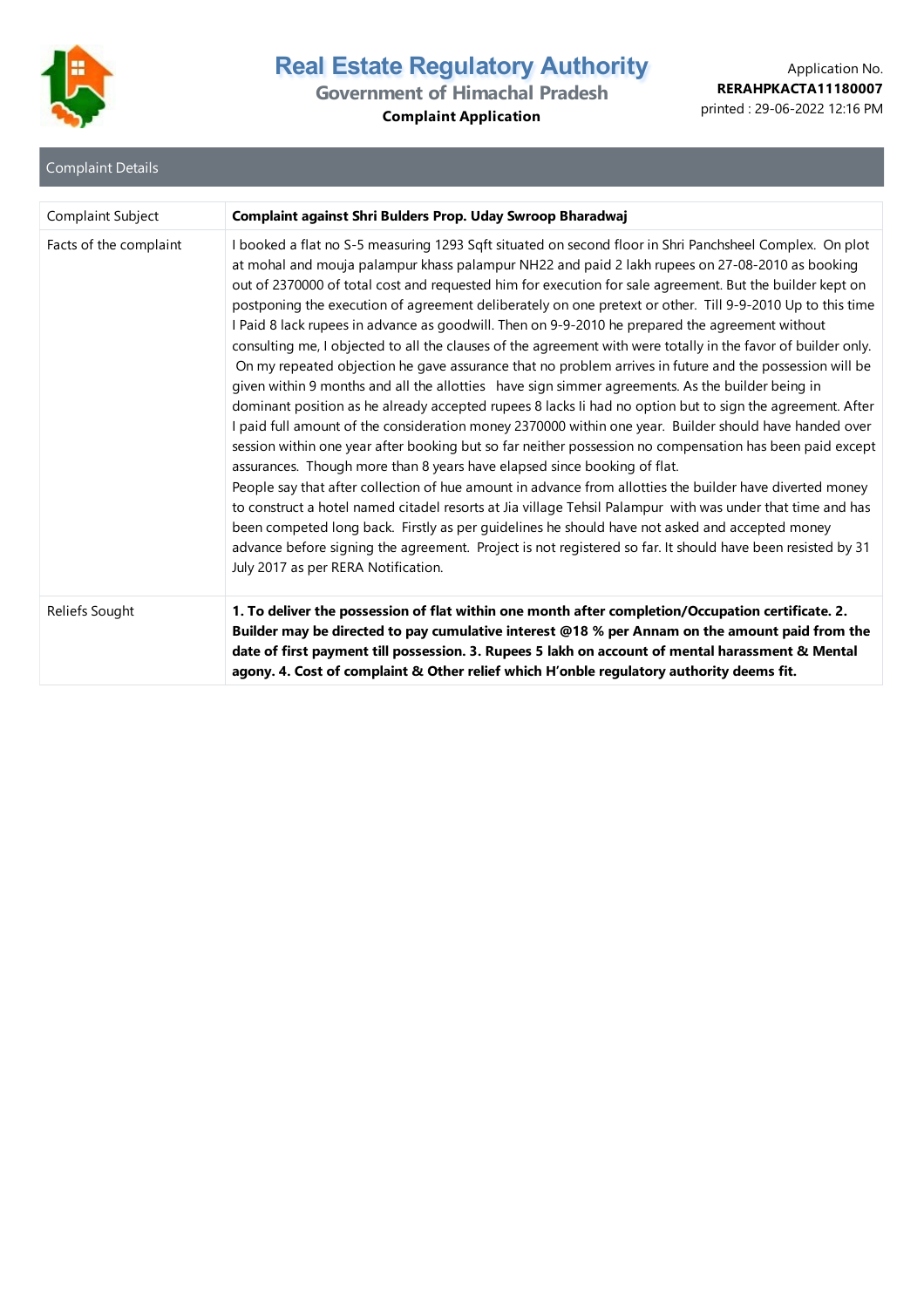# Real Estate Regulatory Authority

## Government of Himachal Pradesh

**Complaint Application**

Application No.
**RERAHPKACTA11180007**
printed : 29-06-2022 12:16 PM

## Complaint Details

| | |
|---|---|
| Complaint Subject | **Complaint against Shri Bulders Prop. Uday Swroop Bharadwaj** |
| Facts of the complaint | I booked a flat no S-5 measuring 1293 Sqft situated on second floor in Shri Panchsheel Complex. On plot at mohal and mouja palampur khass palampur NH22 and paid 2 lakh rupees on 27-08-2010 as booking out of 2370000 of total cost and requested him for execution for sale agreement. But the builder kept on postponing the execution of agreement deliberately on one pretext or other. Till 9-9-2010 Up to this time I Paid 8 lack rupees in advance as goodwill. Then on 9-9-2010 he prepared the agreement without consulting me, I objected to all the clauses of the agreement with were totally in the favor of builder only. On my repeated objection he gave assurance that no problem arrives in future and the possession will be given within 9 months and all the allotties have sign simmer agreements. As the builder being in dominant position as he already accepted rupees 8 lacks Ii had no option but to sign the agreement. After I paid full amount of the consideration money 2370000 within one year. Builder should have handed over session within one year after booking but so far neither possession no compensation has been paid except assurances. Though more than 8 years have elapsed since booking of flat.<br>People say that after collection of hue amount in advance from allotties the builder have diverted money to construct a hotel named citadel resorts at Jia village Tehsil Palampur with was under that time and has been competed long back. Firstly as per guidelines he should have not asked and accepted money advance before signing the agreement. Project is not registered so far. It should have been resisted by 31 July 2017 as per RERA Notification. |
| Reliefs Sought | **1. To deliver the possession of flat within one month after completion/Occupation certificate. 2. Builder may be directed to pay cumulative interest @18 % per Annam on the amount paid from the date of first payment till possession. 3. Rupees 5 lakh on account of mental harassment & Mental agony. 4. Cost of complaint & Other relief which H'onble regulatory authority deems fit.** |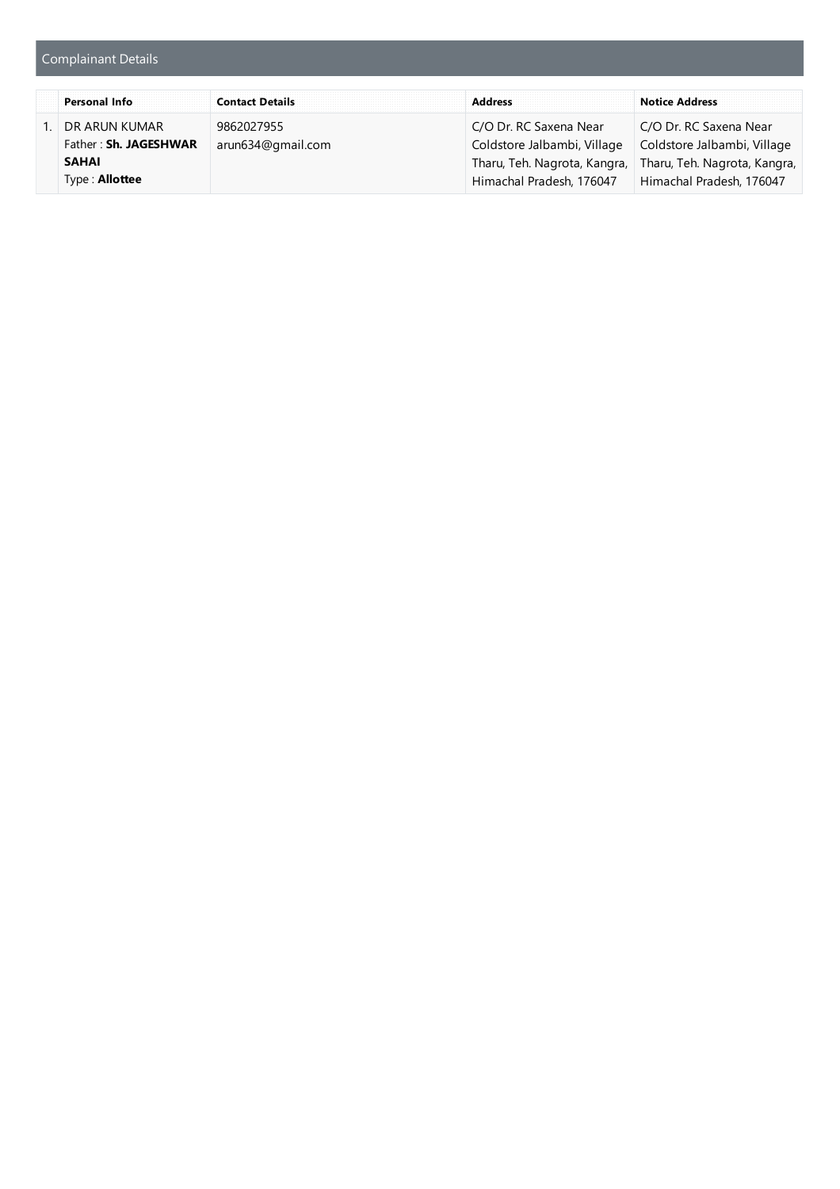## Complainant Details

| | Personal Info | Contact Details | Address | Notice Address |
|---|---|---|---|---|
| 1. | DR ARUN KUMAR<br>Father : **Sh. JAGESHWAR SAHAI**<br>Type : **Allottee** | 9862027955<br>arun634@gmail.com | C/O Dr. RC Saxena Near Coldstore Jalbambi, Village Tharu, Teh. Nagrota, Kangra, Himachal Pradesh, 176047 | C/O Dr. RC Saxena Near Coldstore Jalbambi, Village Tharu, Teh. Nagrota, Kangra, Himachal Pradesh, 176047 |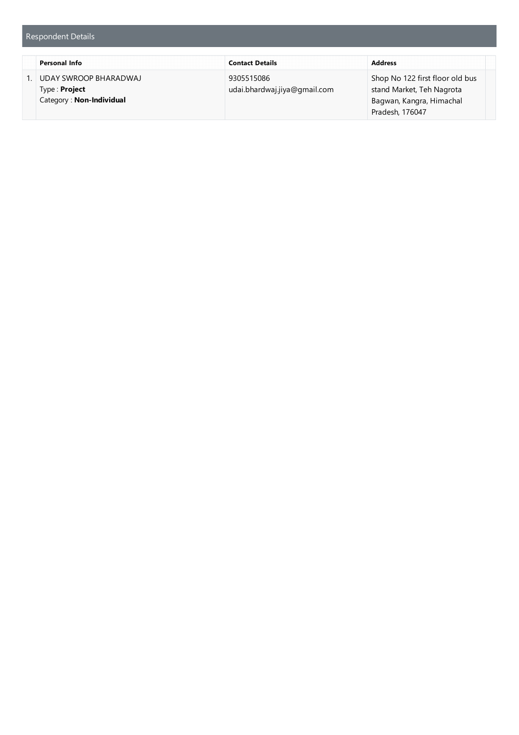## Respondent Details

| | Personal Info | Contact Details | Address | |
|---|---|---|---|---|
| 1. | UDAY SWROOP BHARADWAJ<br>Type : **Project**<br>Category : **Non-Individual** | 9305515086<br>udai.bhardwaj.jiya@gmail.com | Shop No 122 first floor old bus stand Market, Teh Nagrota Bagwan, Kangra, Himachal Pradesh, 176047 | |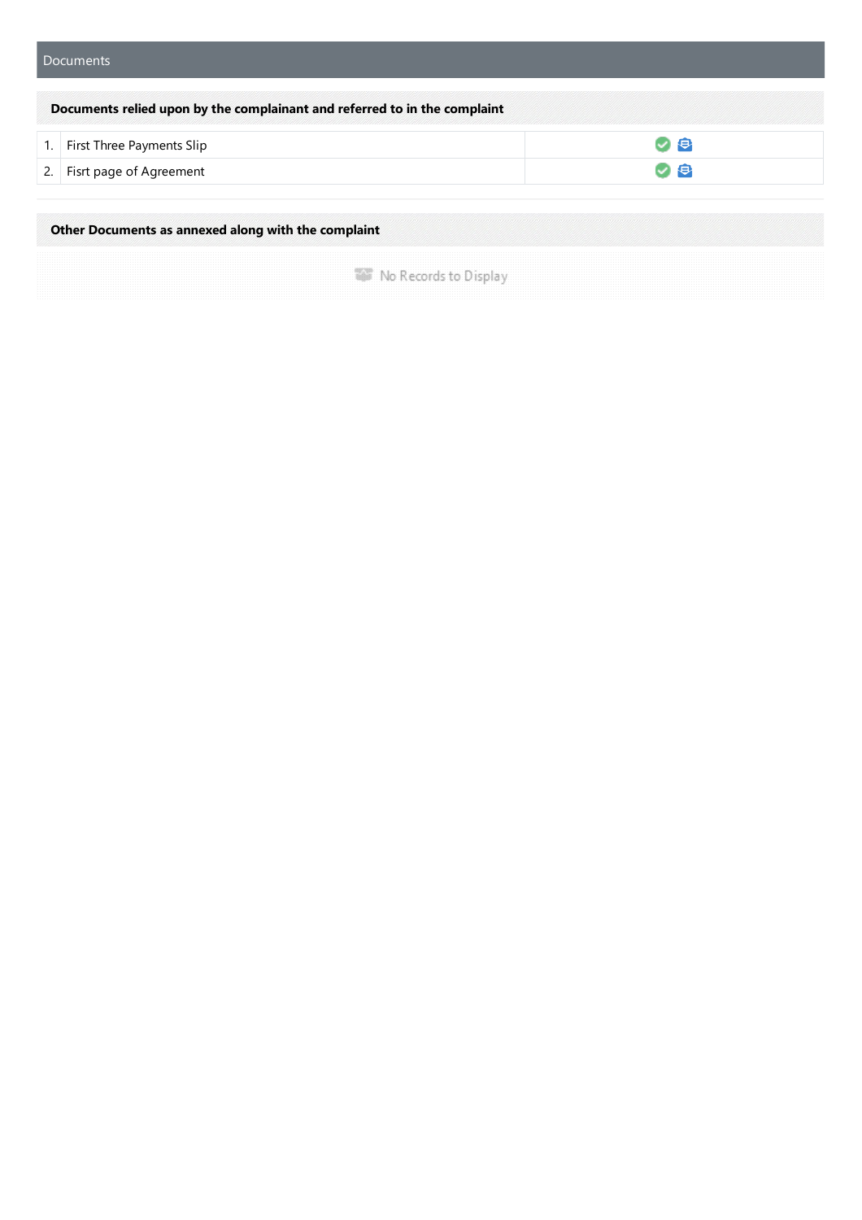## Documents

### Documents relied upon by the complainant and referred to in the complaint

| | | |
|---|---|---|
| 1. | First Three Payments Slip | |
| 2. | Fisrt page of Agreement | |

### Other Documents as annexed along with the complaint

No Records to Display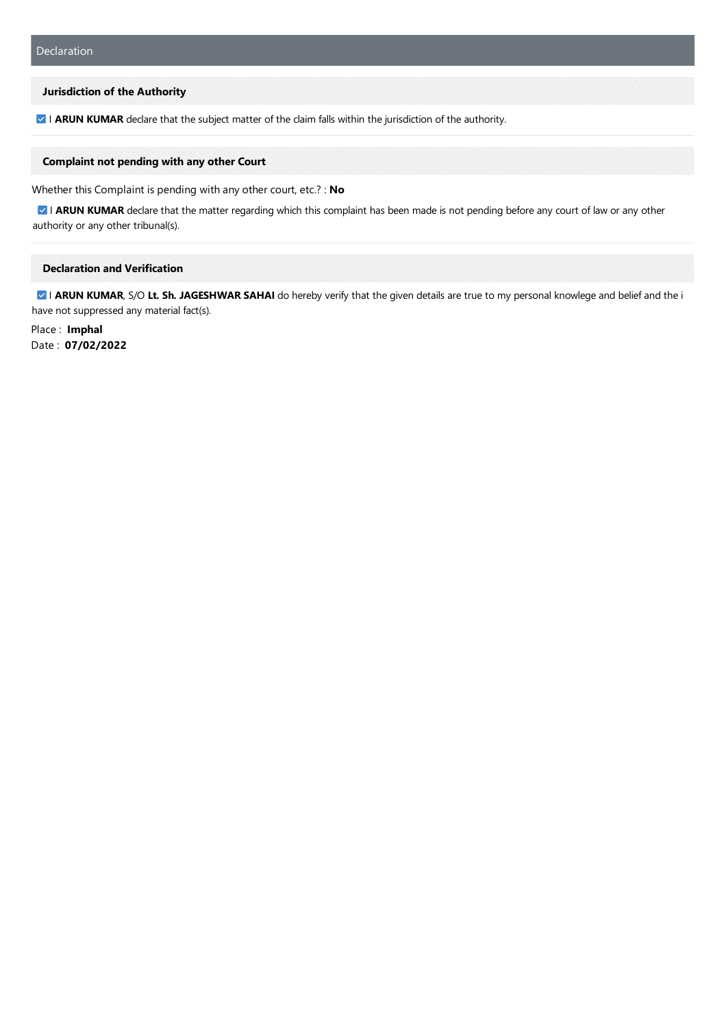## Declaration

### Jurisdiction of the Authority

☑ I **ARUN KUMAR** declare that the subject matter of the claim falls within the jurisdiction of the authority.

### Complaint not pending with any other Court

Whether this Complaint is pending with any other court, etc.? : **No**

☑ I **ARUN KUMAR** declare that the matter regarding which this complaint has been made is not pending before any court of law or any other authority or any other tribunal(s).

### Declaration and Verification

☑ I **ARUN KUMAR**, S/O **Lt. Sh. JAGESHWAR SAHAI** do hereby verify that the given details are true to my personal knowlege and belief and the i have not suppressed any material fact(s).

Place : **Imphal**
Date : **07/02/2022**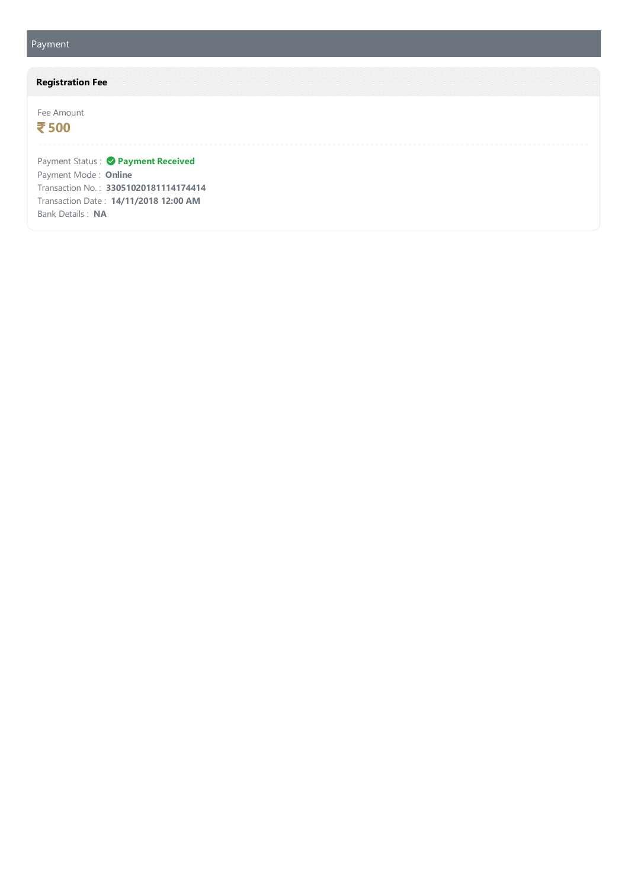## Payment

### Registration Fee

Fee Amount

**₹ 500**

Payment Status : **Payment Received**
Payment Mode : **Online**
Transaction No. : **33051020181114174414**
Transaction Date : **14/11/2018 12:00 AM**
Bank Details : **NA**